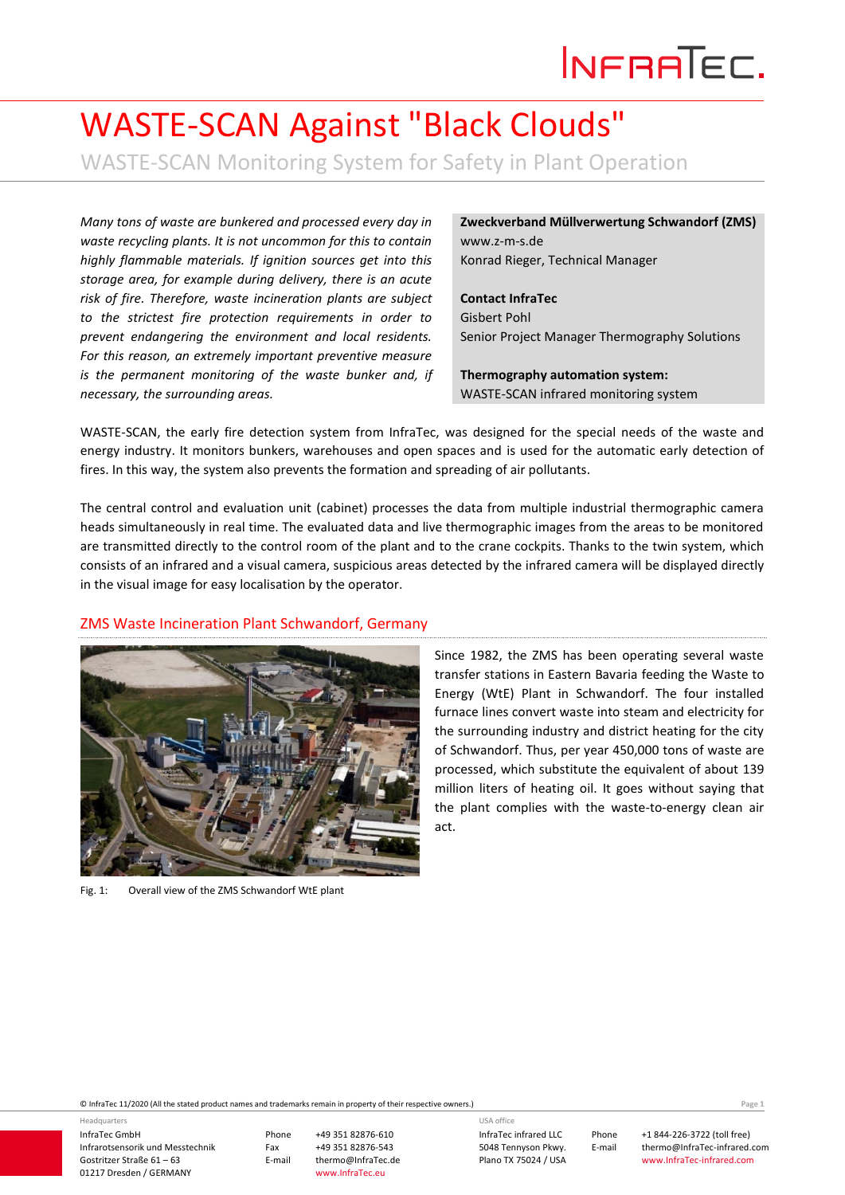# WASTE-SCAN Against "Black Clouds"

WASTE-SCAN Monitoring System for Safety in Plant Operation

*Many tons of waste are bunkered and processed every day in waste recycling plants. It is not uncommon for this to contain highly flammable materials. If ignition sources get into this storage area, for example during delivery, there is an acute risk of fire. Therefore, waste incineration plants are subject to the strictest fire protection requirements in order to prevent endangering the environment and local residents. For this reason, an extremely important preventive measure is the permanent monitoring of the waste bunker and, if necessary, the surrounding areas.*

**Zweckverband Müllverwertung Schwandorf (ZMS)**
www.z-m-s.de
Konrad Rieger, Technical Manager

**Contact InfraTec**
Gisbert Pohl
Senior Project Manager Thermography Solutions

**Thermography automation system:**
WASTE-SCAN infrared monitoring system

WASTE-SCAN, the early fire detection system from InfraTec, was designed for the special needs of the waste and energy industry. It monitors bunkers, warehouses and open spaces and is used for the automatic early detection of fires. In this way, the system also prevents the formation and spreading of air pollutants.

The central control and evaluation unit (cabinet) processes the data from multiple industrial thermographic camera heads simultaneously in real time. The evaluated data and live thermographic images from the areas to be monitored are transmitted directly to the control room of the plant and to the crane cockpits. Thanks to the twin system, which consists of an infrared and a visual camera, suspicious areas detected by the infrared camera will be displayed directly in the visual image for easy localisation by the operator.

## ZMS Waste Incineration Plant Schwandorf, Germany

Since 1982, the ZMS has been operating several waste transfer stations in Eastern Bavaria feeding the Waste to Energy (WtE) Plant in Schwandorf. The four installed furnace lines convert waste into steam and electricity for the surrounding industry and district heating for the city of Schwandorf. Thus, per year 450,000 tons of waste are processed, which substitute the equivalent of about 139 million liters of heating oil. It goes without saying that the plant complies with the waste-to-energy clean air act.

Fig. 1: Overall view of the ZMS Schwandorf WtE plant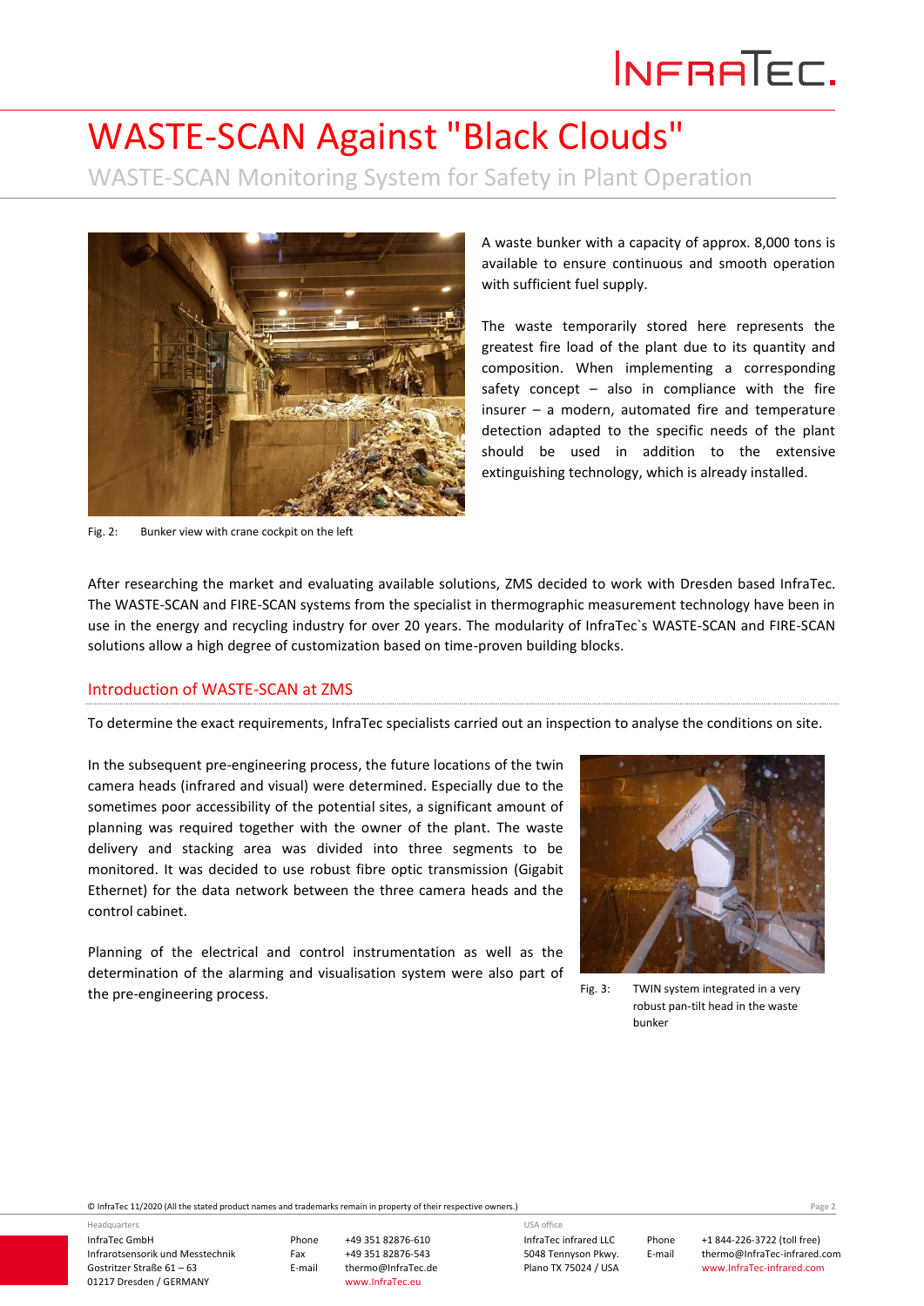A waste bunker with a capacity of approx. 8,000 tons is available to ensure continuous and smooth operation with sufficient fuel supply.

The waste temporarily stored here represents the greatest fire load of the plant due to its quantity and composition. When implementing a corresponding safety concept – also in compliance with the fire insurer – a modern, automated fire and temperature detection adapted to the specific needs of the plant should be used in addition to the extensive extinguishing technology, which is already installed.

Fig. 2: Bunker view with crane cockpit on the left

After researching the market and evaluating available solutions, ZMS decided to work with Dresden based InfraTec. The WASTE-SCAN and FIRE-SCAN systems from the specialist in thermographic measurement technology have been in use in the energy and recycling industry for over 20 years. The modularity of InfraTec`s WASTE-SCAN and FIRE-SCAN solutions allow a high degree of customization based on time-proven building blocks.

## Introduction of WASTE-SCAN at ZMS

To determine the exact requirements, InfraTec specialists carried out an inspection to analyse the conditions on site.

In the subsequent pre-engineering process, the future locations of the twin camera heads (infrared and visual) were determined. Especially due to the sometimes poor accessibility of the potential sites, a significant amount of planning was required together with the owner of the plant. The waste delivery and stacking area was divided into three segments to be monitored. It was decided to use robust fibre optic transmission (Gigabit Ethernet) for the data network between the three camera heads and the control cabinet.

Planning of the electrical and control instrumentation as well as the determination of the alarming and visualisation system were also part of the pre-engineering process.

Fig. 3: TWIN system integrated in a very robust pan-tilt head in the waste bunker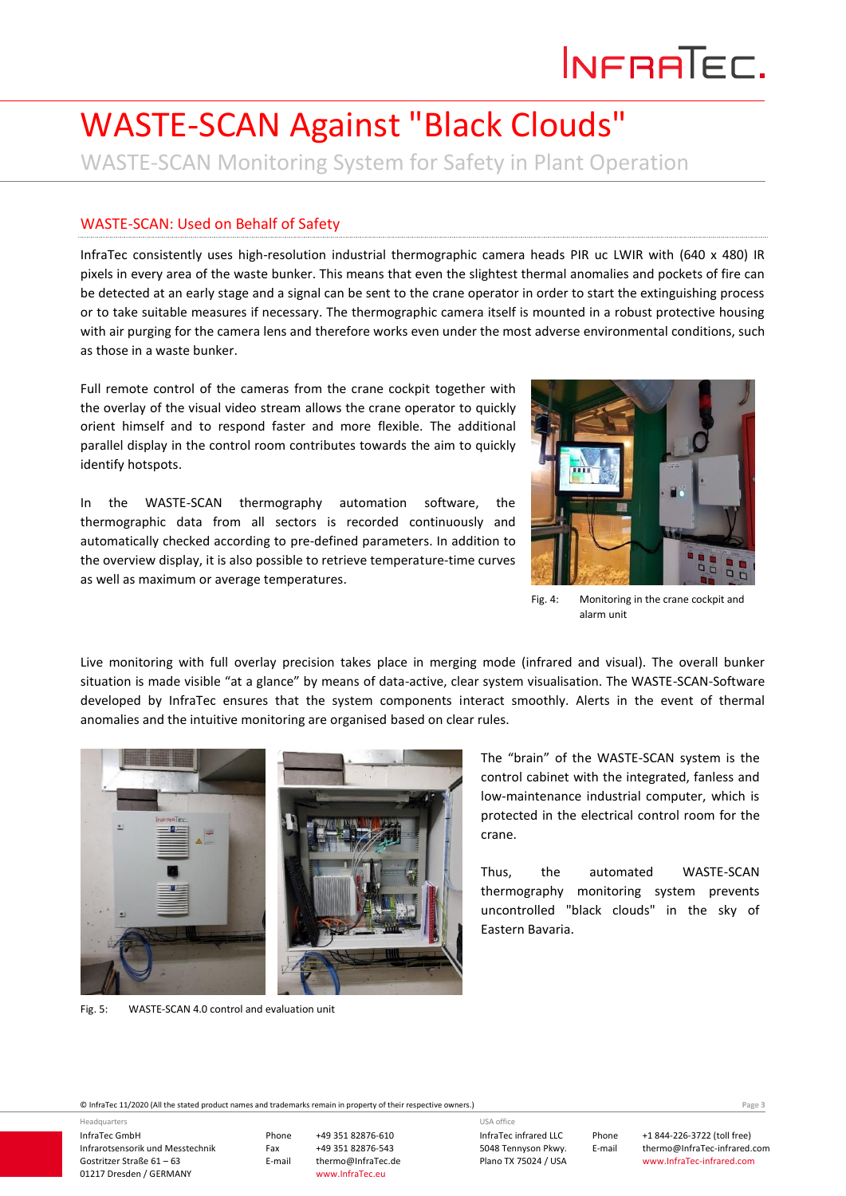# WASTE-SCAN Against "Black Clouds"

WASTE-SCAN Monitoring System for Safety in Plant Operation

## WASTE-SCAN: Used on Behalf of Safety

InfraTec consistently uses high-resolution industrial thermographic camera heads PIR uc LWIR with (640 x 480) IR pixels in every area of the waste bunker. This means that even the slightest thermal anomalies and pockets of fire can be detected at an early stage and a signal can be sent to the crane operator in order to start the extinguishing process or to take suitable measures if necessary. The thermographic camera itself is mounted in a robust protective housing with air purging for the camera lens and therefore works even under the most adverse environmental conditions, such as those in a waste bunker.

Full remote control of the cameras from the crane cockpit together with the overlay of the visual video stream allows the crane operator to quickly orient himself and to respond faster and more flexible. The additional parallel display in the control room contributes towards the aim to quickly identify hotspots.

In the WASTE-SCAN thermography automation software, the thermographic data from all sectors is recorded continuously and automatically checked according to pre-defined parameters. In addition to the overview display, it is also possible to retrieve temperature-time curves as well as maximum or average temperatures.

Fig. 4: Monitoring in the crane cockpit and alarm unit

Live monitoring with full overlay precision takes place in merging mode (infrared and visual). The overall bunker situation is made visible "at a glance" by means of data-active, clear system visualisation. The WASTE-SCAN-Software developed by InfraTec ensures that the system components interact smoothly. Alerts in the event of thermal anomalies and the intuitive monitoring are organised based on clear rules.

The "brain" of the WASTE-SCAN system is the control cabinet with the integrated, fanless and low-maintenance industrial computer, which is protected in the electrical control room for the crane.

Thus, the automated WASTE-SCAN thermography monitoring system prevents uncontrolled "black clouds" in the sky of Eastern Bavaria.

Fig. 5: WASTE-SCAN 4.0 control and evaluation unit

© InfraTec 11/2020 (All the stated product names and trademarks remain in property of their respective owners.)

| Headquarters | | | USA office | | |
|---|---|---|---|---|---|
| InfraTec GmbH | Phone | +49 351 82876-610 | InfraTec infrared LLC | Phone | +1 844-226-3722 (toll free) |
| Infrarotsensorik und Messtechnik | Fax | +49 351 82876-543 | 5048 Tennyson Pkwy. | E-mail | thermo@InfraTec-infrared.com |
| Gostritzer Straße 61 – 63 | E-mail | thermo@InfraTec.de | Plano TX 75024 / USA | | www.InfraTec-infrared.com |
| 01217 Dresden / GERMANY | | www.InfraTec.eu | | | |